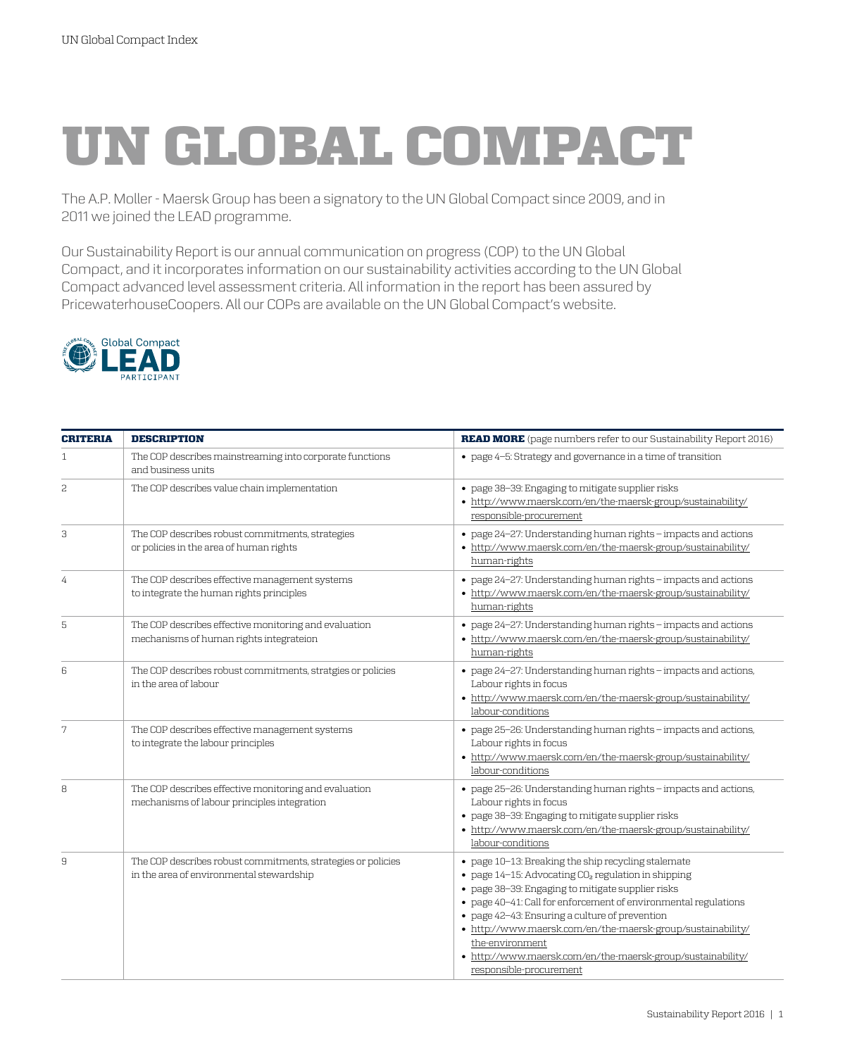# UN GLOBAL COMPACT

The A.P. Moller - Maersk Group has been a signatory to the UN Global Compact since 2009, and in 2011 we joined the LEAD programme.

Our Sustainability Report is our annual communication on progress (COP) to the UN Global Compact, and it incorporates information on our sustainability activities according to the UN Global Compact advanced level assessment criteria. All information in the report has been assured by PricewaterhouseCoopers. All our COPs are available on the UN Global Compact's website.

| **CRITERIA** | **DESCRIPTION** | **READ MORE** (page numbers refer to our Sustainability Report 2016) |
|---|---|---|
| 1 | The COP describes mainstreaming into corporate functions and business units | • page 4–5: Strategy and governance in a time of transition |
| 2 | The COP describes value chain implementation | • page 38–39: Engaging to mitigate supplier risks<br>• http://www.maersk.com/en/the-maersk-group/sustainability/responsible-procurement |
| 3 | The COP describes robust commitments, strategies or policies in the area of human rights | • page 24–27: Understanding human rights – impacts and actions<br>• http://www.maersk.com/en/the-maersk-group/sustainability/human-rights |
| 4 | The COP describes effective management systems to integrate the human rights principles | • page 24–27: Understanding human rights – impacts and actions<br>• http://www.maersk.com/en/the-maersk-group/sustainability/human-rights |
| 5 | The COP describes effective monitoring and evaluation mechanisms of human rights integrateion | • page 24–27: Understanding human rights – impacts and actions<br>• http://www.maersk.com/en/the-maersk-group/sustainability/human-rights |
| 6 | The COP describes robust commitments, stratgies or policies in the area of labour | • page 24–27: Understanding human rights – impacts and actions, Labour rights in focus<br>• http://www.maersk.com/en/the-maersk-group/sustainability/labour-conditions |
| 7 | The COP describes effective management systems to integrate the labour principles | • page 25–26: Understanding human rights – impacts and actions, Labour rights in focus<br>• http://www.maersk.com/en/the-maersk-group/sustainability/labour-conditions |
| 8 | The COP describes effective monitoring and evaluation mechanisms of labour principles integration | • page 25–26: Understanding human rights – impacts and actions, Labour rights in focus<br>• page 38–39: Engaging to mitigate supplier risks<br>• http://www.maersk.com/en/the-maersk-group/sustainability/labour-conditions |
| 9 | The COP describes robust commitments, strategies or policies in the area of environmental stewardship | • page 10–13: Breaking the ship recycling stalemate<br>• page 14–15: Advocating $CO_2$ regulation in shipping<br>• page 38–39: Engaging to mitigate supplier risks<br>• page 40–41: Call for enforcement of environmental regulations<br>• page 42–43: Ensuring a culture of prevention<br>• http://www.maersk.com/en/the-maersk-group/sustainability/the-environment<br>• http://www.maersk.com/en/the-maersk-group/sustainability/responsible-procurement |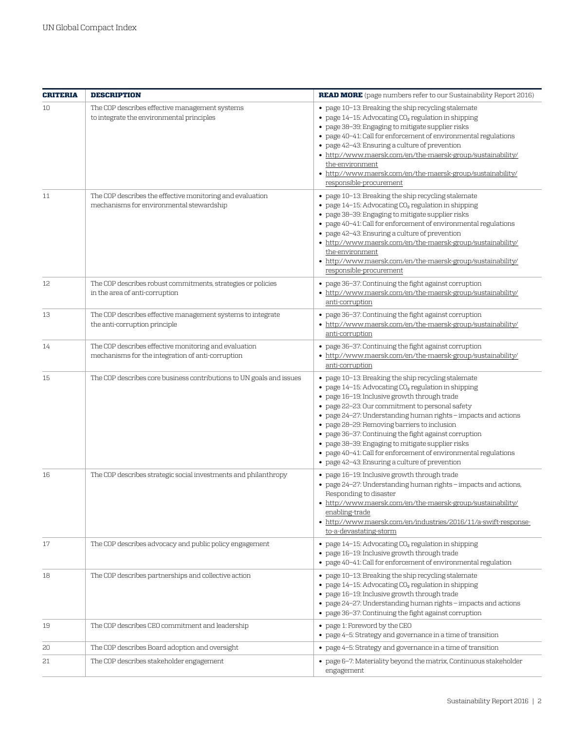UN Global Compact Index

| **CRITERIA** | **DESCRIPTION** | **READ MORE** (page numbers refer to our Sustainability Report 2016) |
|---|---|---|
| 10 | The COP describes effective management systems to integrate the environmental principles | • page 10–13: Breaking the ship recycling stalemate<br>• page 14–15: Advocating $CO_2$ regulation in shipping<br>• page 38–39: Engaging to mitigate supplier risks<br>• page 40–41: Call for enforcement of environmental regulations<br>• page 42–43: Ensuring a culture of prevention<br>• http://www.maersk.com/en/the-maersk-group/sustainability/the-environment<br>• http://www.maersk.com/en/the-maersk-group/sustainability/responsible-procurement |
| 11 | The COP describes the effective monitoring and evaluation mechanisms for environmental stewardship | • page 10–13: Breaking the ship recycling stalemate<br>• page 14–15: Advocating $CO_2$ regulation in shipping<br>• page 38–39: Engaging to mitigate supplier risks<br>• page 40–41: Call for enforcement of environmental regulations<br>• page 42–43: Ensuring a culture of prevention<br>• http://www.maersk.com/en/the-maersk-group/sustainability/the-environment<br>• http://www.maersk.com/en/the-maersk-group/sustainability/responsible-procurement |
| 12 | The COP describes robust commitments, strategies or policies in the area of anti-corruption | • page 36–37: Continuing the fight against corruption<br>• http://www.maersk.com/en/the-maersk-group/sustainability/anti-corruption |
| 13 | The COP describes effective management systems to integrate the anti-corruption principle | • page 36–37: Continuing the fight against corruption<br>• http://www.maersk.com/en/the-maersk-group/sustainability/anti-corruption |
| 14 | The COP describes effective monitoring and evaluation mechanisms for the integration of anti-corruption | • page 36–37: Continuing the fight against corruption<br>• http://www.maersk.com/en/the-maersk-group/sustainability/anti-corruption |
| 15 | The COP describes core business contributions to UN goals and issues | • page 10–13: Breaking the ship recycling stalemate<br>• page 14–15: Advocating $CO_2$ regulation in shipping<br>• page 16–19: Inclusive growth through trade<br>• page 22–23: Our commitment to personal safety<br>• page 24–27: Understanding human rights – impacts and actions<br>• page 28–29: Removing barriers to inclusion<br>• page 36–37: Continuing the fight against corruption<br>• page 38–39: Engaging to mitigate supplier risks<br>• page 40–41: Call for enforcement of environmental regulations<br>• page 42–43: Ensuring a culture of prevention |
| 16 | The COP describes strategic social investments and philanthropy | • page 16–19: Inclusive growth through trade<br>• page 24–27: Understanding human rights – impacts and actions, Responding to disaster<br>• http://www.maersk.com/en/the-maersk-group/sustainability/enabling-trade<br>• http://www.maersk.com/en/industries/2016/11/a-swift-response-to-a-devastating-storm |
| 17 | The COP describes advocacy and public policy engagement | • page 14–15: Advocating $CO_2$ regulation in shipping<br>• page 16–19: Inclusive growth through trade<br>• page 40–41: Call for enforcement of environmental regulation |
| 18 | The COP describes partnerships and collective action | • page 10–13: Breaking the ship recycling stalemate<br>• page 14–15: Advocating $CO_2$ regulation in shipping<br>• page 16–19: Inclusive growth through trade<br>• page 24–27: Understanding human rights – impacts and actions<br>• page 36–37: Continuing the fight against corruption |
| 19 | The COP describes CEO commitment and leadership | • page 1: Foreword by the CEO<br>• page 4–5: Strategy and governance in a time of transition |
| 20 | The COP describes Board adoption and oversight | • page 4–5: Strategy and governance in a time of transition |
| 21 | The COP describes stakeholder engagement | • page 6–7: Materiality beyond the matrix, Continuous stakeholder engagement |